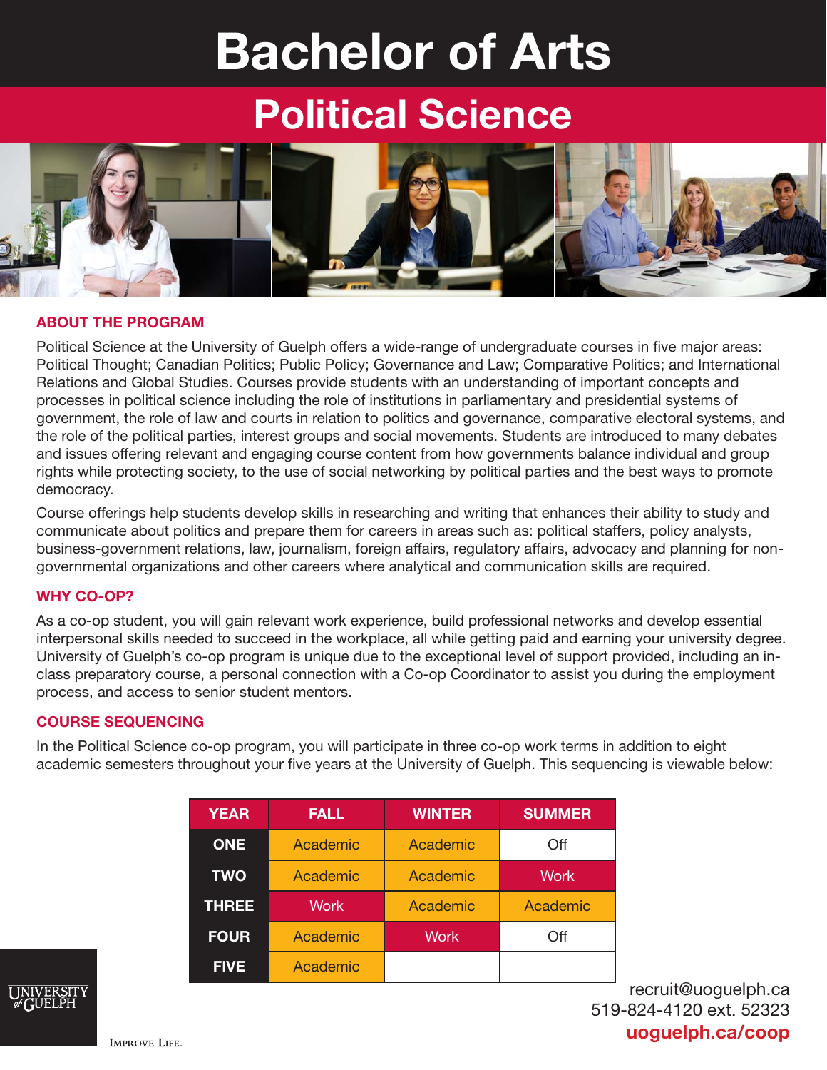# Bachelor of Arts

## Political Science

### ABOUT THE PROGRAM

Political Science at the University of Guelph offers a wide-range of undergraduate courses in five major areas: Political Thought; Canadian Politics; Public Policy; Governance and Law; Comparative Politics; and International Relations and Global Studies. Courses provide students with an understanding of important concepts and processes in political science including the role of institutions in parliamentary and presidential systems of government, the role of law and courts in relation to politics and governance, comparative electoral systems, and the role of the political parties, interest groups and social movements. Students are introduced to many debates and issues offering relevant and engaging course content from how governments balance individual and group rights while protecting society, to the use of social networking by political parties and the best ways to promote democracy.

Course offerings help students develop skills in researching and writing that enhances their ability to study and communicate about politics and prepare them for careers in areas such as: political staffers, policy analysts, business-government relations, law, journalism, foreign affairs, regulatory affairs, advocacy and planning for non-governmental organizations and other careers where analytical and communication skills are required.

### WHY CO-OP?

As a co-op student, you will gain relevant work experience, build professional networks and develop essential interpersonal skills needed to succeed in the workplace, all while getting paid and earning your university degree. University of Guelph's co-op program is unique due to the exceptional level of support provided, including an in-class preparatory course, a personal connection with a Co-op Coordinator to assist you during the employment process, and access to senior student mentors.

### COURSE SEQUENCING

In the Political Science co-op program, you will participate in three co-op work terms in addition to eight academic semesters throughout your five years at the University of Guelph. This sequencing is viewable below:

| YEAR | FALL | WINTER | SUMMER |
|---|---|---|---|
| ONE | Academic | Academic | Off |
| TWO | Academic | Academic | Work |
| THREE | Work | Academic | Academic |
| FOUR | Academic | Work | Off |
| FIVE | Academic | | |

University of Guelph

Improve Life.

recruit@uoguelph.ca
519-824-4120 ext. 52323
**uoguelph.ca/coop**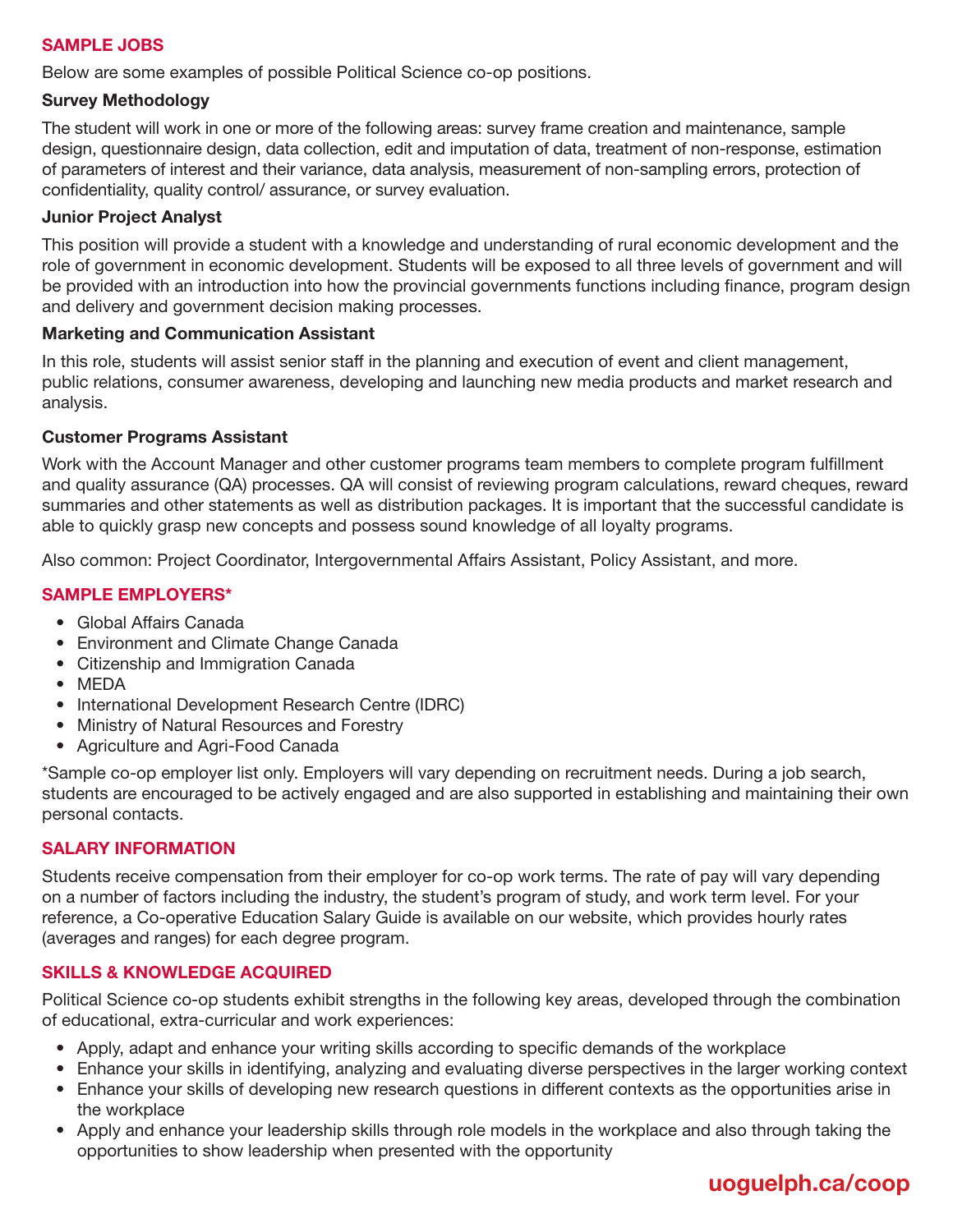## SAMPLE JOBS

Below are some examples of possible Political Science co-op positions.

### Survey Methodology

The student will work in one or more of the following areas: survey frame creation and maintenance, sample design, questionnaire design, data collection, edit and imputation of data, treatment of non-response, estimation of parameters of interest and their variance, data analysis, measurement of non-sampling errors, protection of confidentiality, quality control/ assurance, or survey evaluation.

### Junior Project Analyst

This position will provide a student with a knowledge and understanding of rural economic development and the role of government in economic development. Students will be exposed to all three levels of government and will be provided with an introduction into how the provincial governments functions including finance, program design and delivery and government decision making processes.

### Marketing and Communication Assistant

In this role, students will assist senior staff in the planning and execution of event and client management, public relations, consumer awareness, developing and launching new media products and market research and analysis.

### Customer Programs Assistant

Work with the Account Manager and other customer programs team members to complete program fulfillment and quality assurance (QA) processes. QA will consist of reviewing program calculations, reward cheques, reward summaries and other statements as well as distribution packages. It is important that the successful candidate is able to quickly grasp new concepts and possess sound knowledge of all loyalty programs.

Also common: Project Coordinator, Intergovernmental Affairs Assistant, Policy Assistant, and more.

## SAMPLE EMPLOYERS*

- Global Affairs Canada
- Environment and Climate Change Canada
- Citizenship and Immigration Canada
- MEDA
- International Development Research Centre (IDRC)
- Ministry of Natural Resources and Forestry
- Agriculture and Agri-Food Canada

*Sample co-op employer list only. Employers will vary depending on recruitment needs. During a job search, students are encouraged to be actively engaged and are also supported in establishing and maintaining their own personal contacts.

## SALARY INFORMATION

Students receive compensation from their employer for co-op work terms. The rate of pay will vary depending on a number of factors including the industry, the student's program of study, and work term level. For your reference, a Co-operative Education Salary Guide is available on our website, which provides hourly rates (averages and ranges) for each degree program.

## SKILLS & KNOWLEDGE ACQUIRED

Political Science co-op students exhibit strengths in the following key areas, developed through the combination of educational, extra-curricular and work experiences:

- Apply, adapt and enhance your writing skills according to specific demands of the workplace
- Enhance your skills in identifying, analyzing and evaluating diverse perspectives in the larger working context
- Enhance your skills of developing new research questions in different contexts as the opportunities arise in the workplace
- Apply and enhance your leadership skills through role models in the workplace and also through taking the opportunities to show leadership when presented with the opportunity

**uoguelph.ca/coop**